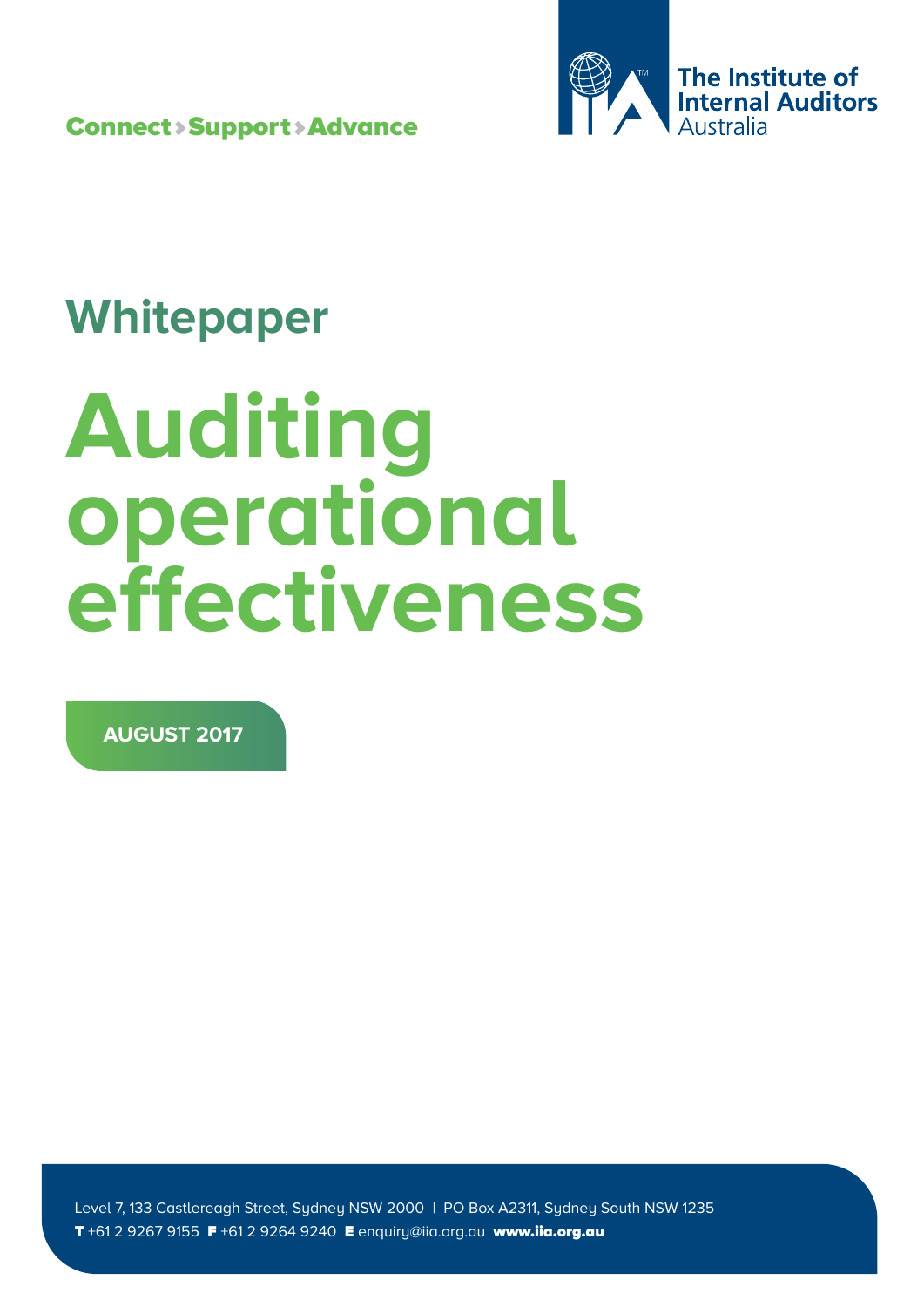Connect › Support › Advance

The Institute of Internal Auditors Australia

## Whitepaper

# Auditing operational effectiveness

**AUGUST 2017**

Level 7, 133 Castlereagh Street, Sydney NSW 2000 | PO Box A2311, Sydney South NSW 1235
**T** +61 2 9267 9155 **F** +61 2 9264 9240 **E** enquiry@iia.org.au **www.iia.org.au**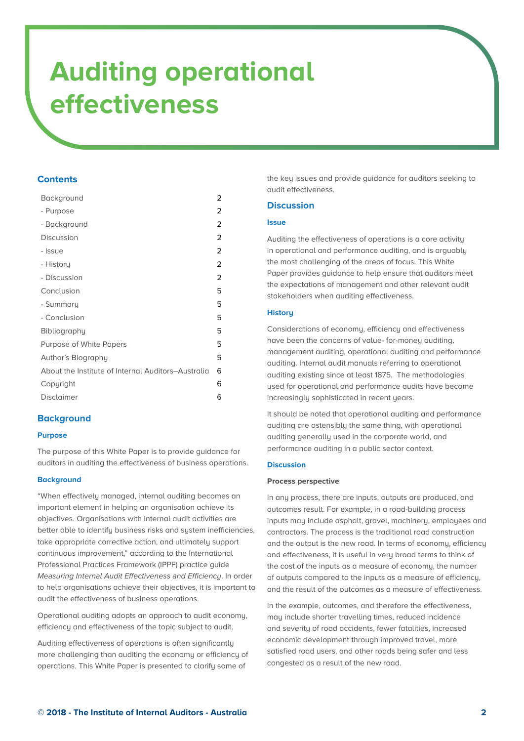# Auditing operational effectiveness

## Contents

| | |
|---|---|
| Background | 2 |
| - Purpose | 2 |
| - Background | 2 |
| Discussion | 2 |
| - Issue | 2 |
| - History | 2 |
| - Discussion | 2 |
| Conclusion | 5 |
| - Summary | 5 |
| - Conclusion | 5 |
| Bibliography | 5 |
| Purpose of White Papers | 5 |
| Author's Biography | 5 |
| About the Institute of Internal Auditors–Australia | 6 |
| Copyright | 6 |
| Disclaimer | 6 |

## Background

### Purpose

The purpose of this White Paper is to provide guidance for auditors in auditing the effectiveness of business operations.

### Background

"When effectively managed, internal auditing becomes an important element in helping an organisation achieve its objectives. Organisations with internal audit activities are better able to identify business risks and system inefficiencies, take appropriate corrective action, and ultimately support continuous improvement," according to the International Professional Practices Framework (IPPF) practice guide *Measuring Internal Audit Effectiveness and Efficiency*. In order to help organisations achieve their objectives, it is important to audit the effectiveness of business operations.

Operational auditing adopts an approach to audit economy, efficiency and effectiveness of the topic subject to audit.

Auditing effectiveness of operations is often significantly more challenging than auditing the economy or efficiency of operations. This White Paper is presented to clarify some of the key issues and provide guidance for auditors seeking to audit effectiveness.

## Discussion

### Issue

Auditing the effectiveness of operations is a core activity in operational and performance auditing, and is arguably the most challenging of the areas of focus. This White Paper provides guidance to help ensure that auditors meet the expectations of management and other relevant audit stakeholders when auditing effectiveness.

### History

Considerations of economy, efficiency and effectiveness have been the concerns of value- for-money auditing, management auditing, operational auditing and performance auditing. Internal audit manuals referring to operational auditing existing since at least 1875. The methodologies used for operational and performance audits have become increasingly sophisticated in recent years.

It should be noted that operational auditing and performance auditing are ostensibly the same thing, with operational auditing generally used in the corporate world, and performance auditing in a public sector context.

### Discussion

**Process perspective**

In any process, there are inputs, outputs are produced, and outcomes result. For example, in a road-building process inputs may include asphalt, gravel, machinery, employees and contractors. The process is the traditional road construction and the output is the new road. In terms of economy, efficiency and effectiveness, it is useful in very broad terms to think of the cost of the inputs as a measure of economy, the number of outputs compared to the inputs as a measure of efficiency, and the result of the outcomes as a measure of effectiveness.

In the example, outcomes, and therefore the effectiveness, may include shorter travelling times, reduced incidence and severity of road accidents, fewer fatalities, increased economic development through improved travel, more satisfied road users, and other roads being safer and less congested as a result of the new road.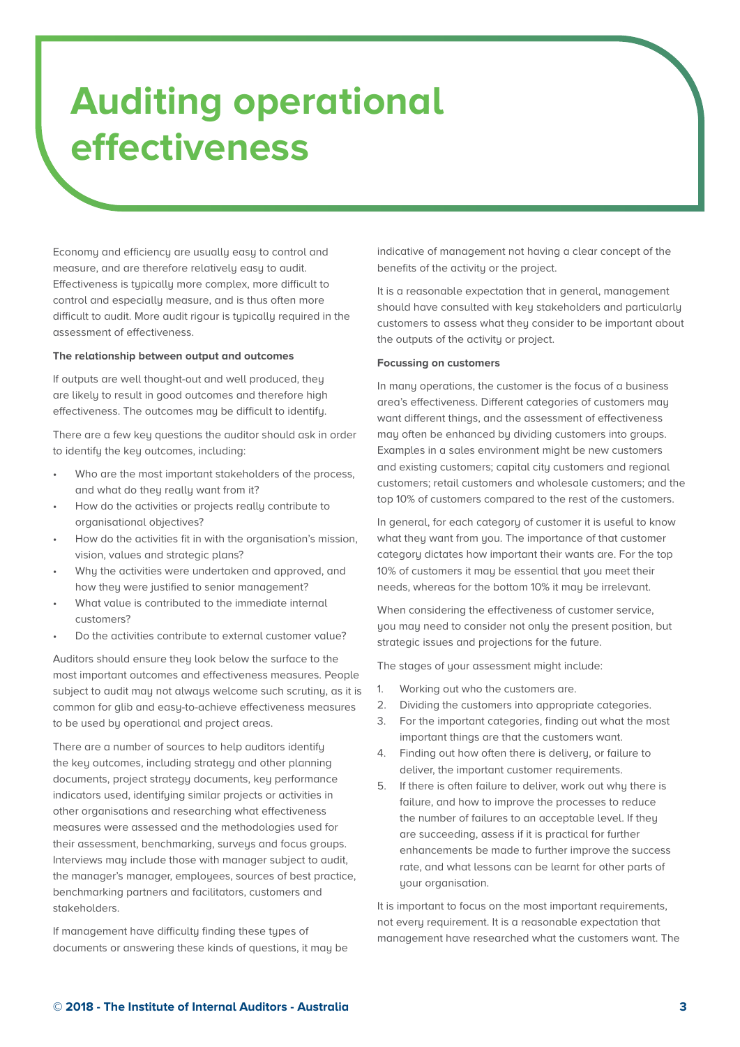# Auditing operational effectiveness

Economy and efficiency are usually easy to control and measure, and are therefore relatively easy to audit. Effectiveness is typically more complex, more difficult to control and especially measure, and is thus often more difficult to audit. More audit rigour is typically required in the assessment of effectiveness.

**The relationship between output and outcomes**

If outputs are well thought-out and well produced, they are likely to result in good outcomes and therefore high effectiveness. The outcomes may be difficult to identify.

There are a few key questions the auditor should ask in order to identify the key outcomes, including:

- Who are the most important stakeholders of the process, and what do they really want from it?
- How do the activities or projects really contribute to organisational objectives?
- How do the activities fit in with the organisation's mission, vision, values and strategic plans?
- Why the activities were undertaken and approved, and how they were justified to senior management?
- What value is contributed to the immediate internal customers?
- Do the activities contribute to external customer value?

Auditors should ensure they look below the surface to the most important outcomes and effectiveness measures. People subject to audit may not always welcome such scrutiny, as it is common for glib and easy-to-achieve effectiveness measures to be used by operational and project areas.

There are a number of sources to help auditors identify the key outcomes, including strategy and other planning documents, project strategy documents, key performance indicators used, identifying similar projects or activities in other organisations and researching what effectiveness measures were assessed and the methodologies used for their assessment, benchmarking, surveys and focus groups. Interviews may include those with manager subject to audit, the manager's manager, employees, sources of best practice, benchmarking partners and facilitators, customers and stakeholders.

If management have difficulty finding these types of documents or answering these kinds of questions, it may be indicative of management not having a clear concept of the benefits of the activity or the project.

It is a reasonable expectation that in general, management should have consulted with key stakeholders and particularly customers to assess what they consider to be important about the outputs of the activity or project.

**Focussing on customers**

In many operations, the customer is the focus of a business area's effectiveness. Different categories of customers may want different things, and the assessment of effectiveness may often be enhanced by dividing customers into groups. Examples in a sales environment might be new customers and existing customers; capital city customers and regional customers; retail customers and wholesale customers; and the top 10% of customers compared to the rest of the customers.

In general, for each category of customer it is useful to know what they want from you. The importance of that customer category dictates how important their wants are. For the top 10% of customers it may be essential that you meet their needs, whereas for the bottom 10% it may be irrelevant.

When considering the effectiveness of customer service, you may need to consider not only the present position, but strategic issues and projections for the future.

The stages of your assessment might include:

1. Working out who the customers are.
2. Dividing the customers into appropriate categories.
3. For the important categories, finding out what the most important things are that the customers want.
4. Finding out how often there is delivery, or failure to deliver, the important customer requirements.
5. If there is often failure to deliver, work out why there is failure, and how to improve the processes to reduce the number of failures to an acceptable level. If they are succeeding, assess if it is practical for further enhancements be made to further improve the success rate, and what lessons can be learnt for other parts of your organisation.

It is important to focus on the most important requirements, not every requirement. It is a reasonable expectation that management have researched what the customers want. The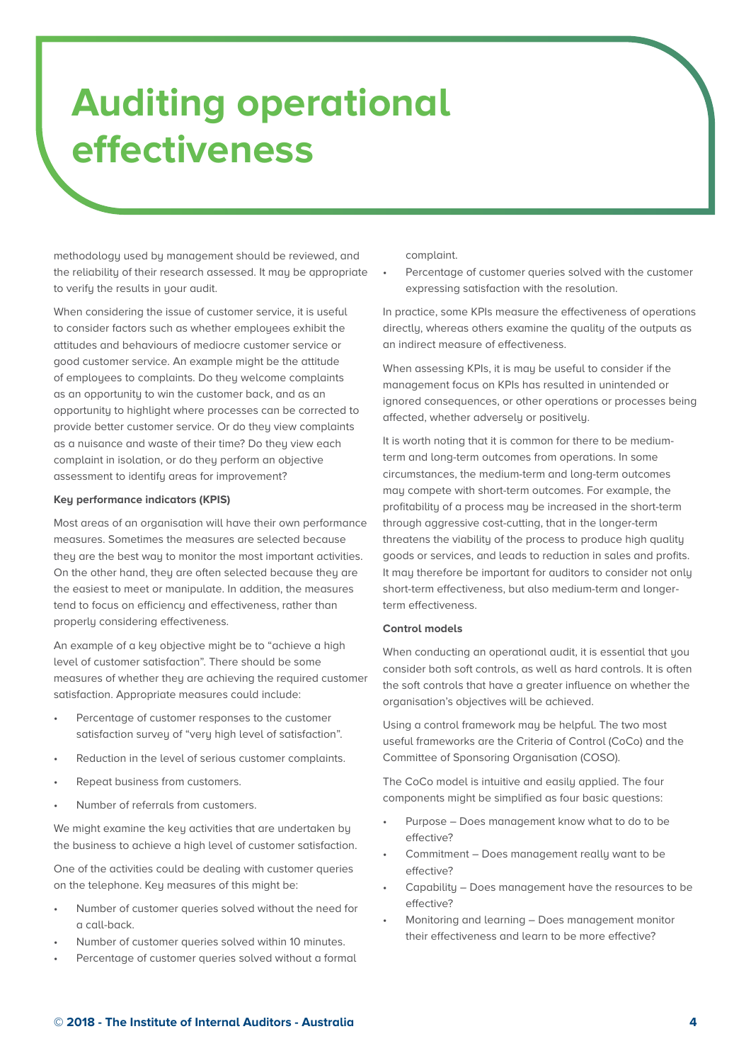# Auditing operational effectiveness

methodology used by management should be reviewed, and the reliability of their research assessed. It may be appropriate to verify the results in your audit.

When considering the issue of customer service, it is useful to consider factors such as whether employees exhibit the attitudes and behaviours of mediocre customer service or good customer service. An example might be the attitude of employees to complaints. Do they welcome complaints as an opportunity to win the customer back, and as an opportunity to highlight where processes can be corrected to provide better customer service. Or do they view complaints as a nuisance and waste of their time? Do they view each complaint in isolation, or do they perform an objective assessment to identify areas for improvement?

**Key performance indicators (KPIS)**

Most areas of an organisation will have their own performance measures. Sometimes the measures are selected because they are the best way to monitor the most important activities. On the other hand, they are often selected because they are the easiest to meet or manipulate. In addition, the measures tend to focus on efficiency and effectiveness, rather than properly considering effectiveness.

An example of a key objective might be to "achieve a high level of customer satisfaction". There should be some measures of whether they are achieving the required customer satisfaction. Appropriate measures could include:

- Percentage of customer responses to the customer satisfaction survey of "very high level of satisfaction".
- Reduction in the level of serious customer complaints.
- Repeat business from customers.
- Number of referrals from customers.

We might examine the key activities that are undertaken by the business to achieve a high level of customer satisfaction.

One of the activities could be dealing with customer queries on the telephone. Key measures of this might be:

- Number of customer queries solved without the need for a call-back.
- Number of customer queries solved within 10 minutes.
- Percentage of customer queries solved without a formal complaint.
- Percentage of customer queries solved with the customer expressing satisfaction with the resolution.

In practice, some KPIs measure the effectiveness of operations directly, whereas others examine the quality of the outputs as an indirect measure of effectiveness.

When assessing KPIs, it is may be useful to consider if the management focus on KPIs has resulted in unintended or ignored consequences, or other operations or processes being affected, whether adversely or positively.

It is worth noting that it is common for there to be medium-term and long-term outcomes from operations. In some circumstances, the medium-term and long-term outcomes may compete with short-term outcomes. For example, the profitability of a process may be increased in the short-term through aggressive cost-cutting, that in the longer-term threatens the viability of the process to produce high quality goods or services, and leads to reduction in sales and profits. It may therefore be important for auditors to consider not only short-term effectiveness, but also medium-term and longer-term effectiveness.

**Control models**

When conducting an operational audit, it is essential that you consider both soft controls, as well as hard controls. It is often the soft controls that have a greater influence on whether the organisation's objectives will be achieved.

Using a control framework may be helpful. The two most useful frameworks are the Criteria of Control (CoCo) and the Committee of Sponsoring Organisation (COSO).

The CoCo model is intuitive and easily applied. The four components might be simplified as four basic questions:

- Purpose – Does management know what to do to be effective?
- Commitment – Does management really want to be effective?
- Capability – Does management have the resources to be effective?
- Monitoring and learning – Does management monitor their effectiveness and learn to be more effective?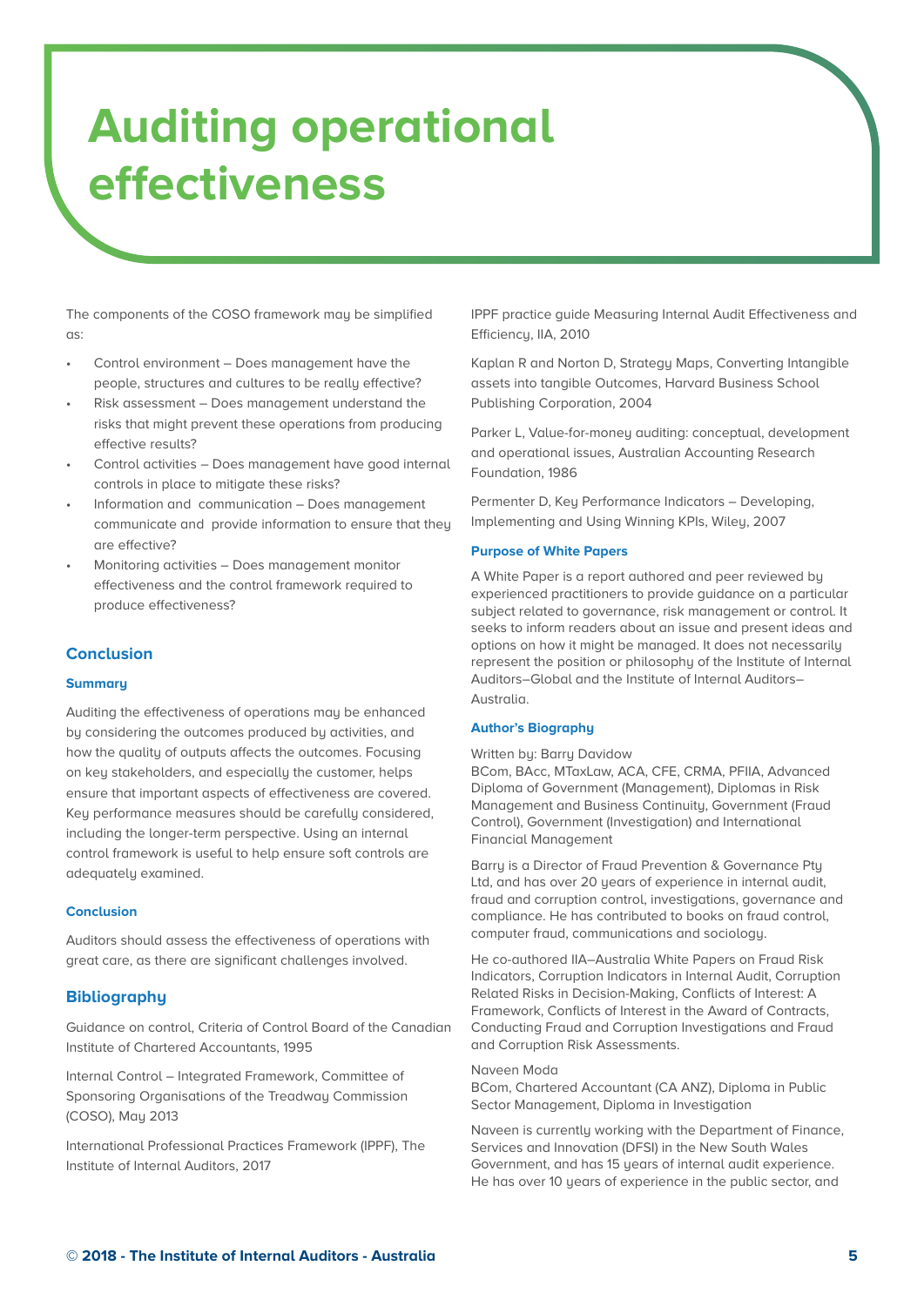# Auditing operational effectiveness

The components of the COSO framework may be simplified as:

- Control environment – Does management have the people, structures and cultures to be really effective?
- Risk assessment – Does management understand the risks that might prevent these operations from producing effective results?
- Control activities – Does management have good internal controls in place to mitigate these risks?
- Information and communication – Does management communicate and provide information to ensure that they are effective?
- Monitoring activities – Does management monitor effectiveness and the control framework required to produce effectiveness?

## Conclusion

### Summary

Auditing the effectiveness of operations may be enhanced by considering the outcomes produced by activities, and how the quality of outputs affects the outcomes. Focusing on key stakeholders, and especially the customer, helps ensure that important aspects of effectiveness are covered. Key performance measures should be carefully considered, including the longer-term perspective. Using an internal control framework is useful to help ensure soft controls are adequately examined.

### Conclusion

Auditors should assess the effectiveness of operations with great care, as there are significant challenges involved.

## Bibliography

Guidance on control, Criteria of Control Board of the Canadian Institute of Chartered Accountants, 1995

Internal Control – Integrated Framework, Committee of Sponsoring Organisations of the Treadway Commission (COSO), May 2013

International Professional Practices Framework (IPPF), The Institute of Internal Auditors, 2017

IPPF practice guide Measuring Internal Audit Effectiveness and Efficiency, IIA, 2010

Kaplan R and Norton D, Strategy Maps, Converting Intangible assets into tangible Outcomes, Harvard Business School Publishing Corporation, 2004

Parker L, Value-for-money auditing: conceptual, development and operational issues, Australian Accounting Research Foundation, 1986

Permenter D, Key Performance Indicators – Developing, Implementing and Using Winning KPIs, Wiley, 2007

### Purpose of White Papers

A White Paper is a report authored and peer reviewed by experienced practitioners to provide guidance on a particular subject related to governance, risk management or control. It seeks to inform readers about an issue and present ideas and options on how it might be managed. It does not necessarily represent the position or philosophy of the Institute of Internal Auditors–Global and the Institute of Internal Auditors–Australia.

### Author's Biography

Written by: Barry Davidow
BCom, BAcc, MTaxLaw, ACA, CFE, CRMA, PFIIA, Advanced Diploma of Government (Management), Diplomas in Risk Management and Business Continuity, Government (Fraud Control), Government (Investigation) and International Financial Management

Barry is a Director of Fraud Prevention & Governance Pty Ltd, and has over 20 years of experience in internal audit, fraud and corruption control, investigations, governance and compliance. He has contributed to books on fraud control, computer fraud, communications and sociology.

He co-authored IIA–Australia White Papers on Fraud Risk Indicators, Corruption Indicators in Internal Audit, Corruption Related Risks in Decision-Making, Conflicts of Interest: A Framework, Conflicts of Interest in the Award of Contracts, Conducting Fraud and Corruption Investigations and Fraud and Corruption Risk Assessments.

Naveen Moda
BCom, Chartered Accountant (CA ANZ), Diploma in Public Sector Management, Diploma in Investigation

Naveen is currently working with the Department of Finance, Services and Innovation (DFSI) in the New South Wales Government, and has 15 years of internal audit experience. He has over 10 years of experience in the public sector, and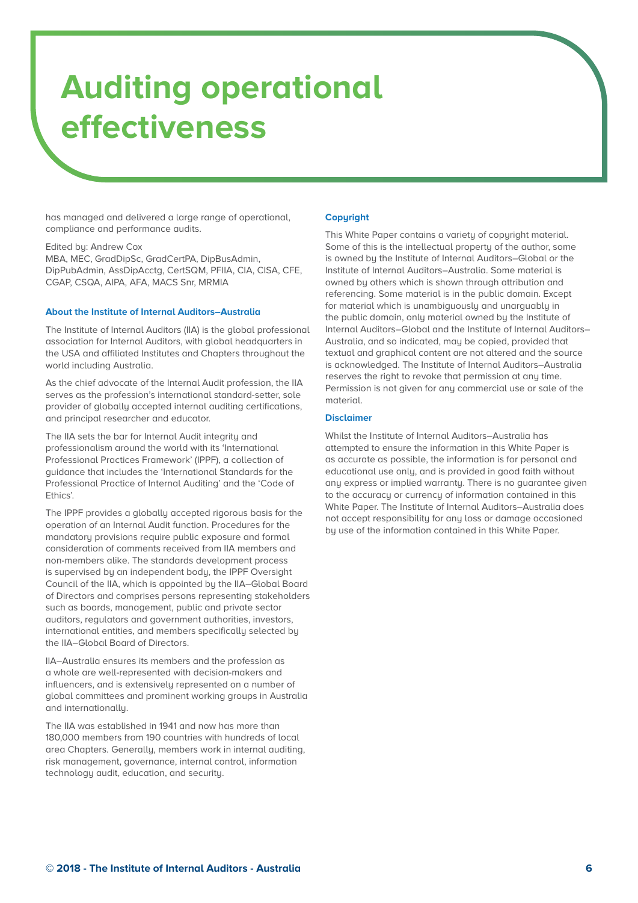# Auditing operational effectiveness

has managed and delivered a large range of operational, compliance and performance audits.

Edited by: Andrew Cox
MBA, MEC, GradDipSc, GradCertPA, DipBusAdmin, DipPubAdmin, AssDipAcctg, CertSQM, PFIIA, CIA, CISA, CFE, CGAP, CSQA, AIPA, AFA, MACS Snr, MRMIA

### About the Institute of Internal Auditors–Australia

The Institute of Internal Auditors (IIA) is the global professional association for Internal Auditors, with global headquarters in the USA and affiliated Institutes and Chapters throughout the world including Australia.

As the chief advocate of the Internal Audit profession, the IIA serves as the profession's international standard-setter, sole provider of globally accepted internal auditing certifications, and principal researcher and educator.

The IIA sets the bar for Internal Audit integrity and professionalism around the world with its 'International Professional Practices Framework' (IPPF), a collection of guidance that includes the 'International Standards for the Professional Practice of Internal Auditing' and the 'Code of Ethics'.

The IPPF provides a globally accepted rigorous basis for the operation of an Internal Audit function. Procedures for the mandatory provisions require public exposure and formal consideration of comments received from IIA members and non-members alike. The standards development process is supervised by an independent body, the IPPF Oversight Council of the IIA, which is appointed by the IIA–Global Board of Directors and comprises persons representing stakeholders such as boards, management, public and private sector auditors, regulators and government authorities, investors, international entities, and members specifically selected by the IIA–Global Board of Directors.

IIA–Australia ensures its members and the profession as a whole are well-represented with decision-makers and influencers, and is extensively represented on a number of global committees and prominent working groups in Australia and internationally.

The IIA was established in 1941 and now has more than 180,000 members from 190 countries with hundreds of local area Chapters. Generally, members work in internal auditing, risk management, governance, internal control, information technology audit, education, and security.

### Copyright

This White Paper contains a variety of copyright material. Some of this is the intellectual property of the author, some is owned by the Institute of Internal Auditors–Global or the Institute of Internal Auditors–Australia. Some material is owned by others which is shown through attribution and referencing. Some material is in the public domain. Except for material which is unambiguously and unarguably in the public domain, only material owned by the Institute of Internal Auditors–Global and the Institute of Internal Auditors–Australia, and so indicated, may be copied, provided that textual and graphical content are not altered and the source is acknowledged. The Institute of Internal Auditors–Australia reserves the right to revoke that permission at any time. Permission is not given for any commercial use or sale of the material.

### Disclaimer

Whilst the Institute of Internal Auditors–Australia has attempted to ensure the information in this White Paper is as accurate as possible, the information is for personal and educational use only, and is provided in good faith without any express or implied warranty. There is no guarantee given to the accuracy or currency of information contained in this White Paper. The Institute of Internal Auditors–Australia does not accept responsibility for any loss or damage occasioned by use of the information contained in this White Paper.

© 2018 - The Institute of Internal Auditors - Australia